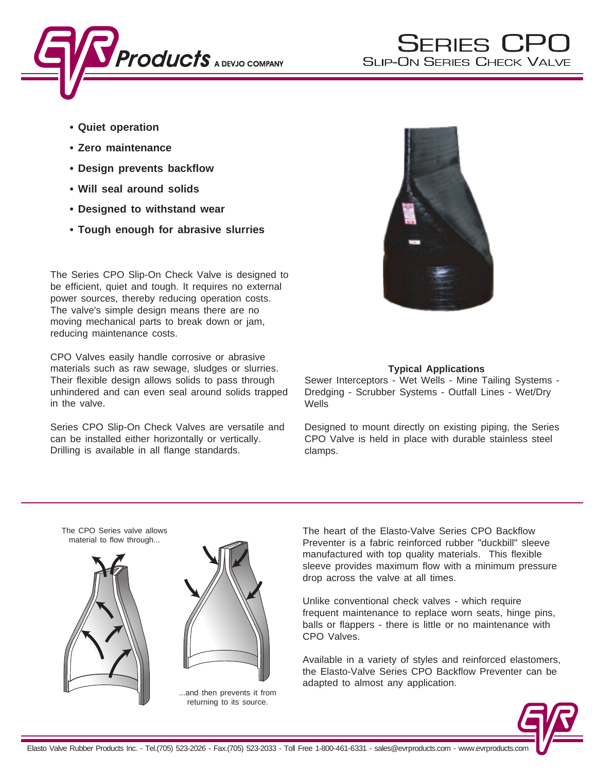# Series CPO

## Slip-On Series Check Valve

- **Quiet operation**
- **Zero maintenance**
- **Design prevents backflow**
- **Will seal around solids**
- **Designed to withstand wear**
- **Tough enough for abrasive slurries**

The Series CPO Slip-On Check Valve is designed to be efficient, quiet and tough. It requires no external power sources, thereby reducing operation costs. The valve's simple design means there are no moving mechanical parts to break down or jam, reducing maintenance costs.

CPO Valves easily handle corrosive or abrasive materials such as raw sewage, sludges or slurries. Their flexible design allows solids to pass through unhindered and can even seal around solids trapped in the valve.

Series CPO Slip-On Check Valves are versatile and can be installed either horizontally or vertically. Drilling is available in all flange standards.

**Typical Applications**

Sewer Interceptors - Wet Wells - Mine Tailing Systems - Dredging - Scrubber Systems - Outfall Lines - Wet/Dry Wells

Designed to mount directly on existing piping, the Series CPO Valve is held in place with durable stainless steel clamps.

The CPO Series valve allows material to flow through...

...and then prevents it from returning to its source.

The heart of the Elasto-Valve Series CPO Backflow Preventer is a fabric reinforced rubber "duckbill" sleeve manufactured with top quality materials. This flexible sleeve provides maximum flow with a minimum pressure drop across the valve at all times.

Unlike conventional check valves - which require frequent maintenance to replace worn seats, hinge pins, balls or flappers - there is little or no maintenance with CPO Valves.

Available in a variety of styles and reinforced elastomers, the Elasto-Valve Series CPO Backflow Preventer can be adapted to almost any application.

Elasto Valve Rubber Products Inc. - Tel.(705) 523-2026 - Fax.(705) 523-2033 - Toll Free 1-800-461-6331 - sales@evrproducts.com - www.evrproducts.com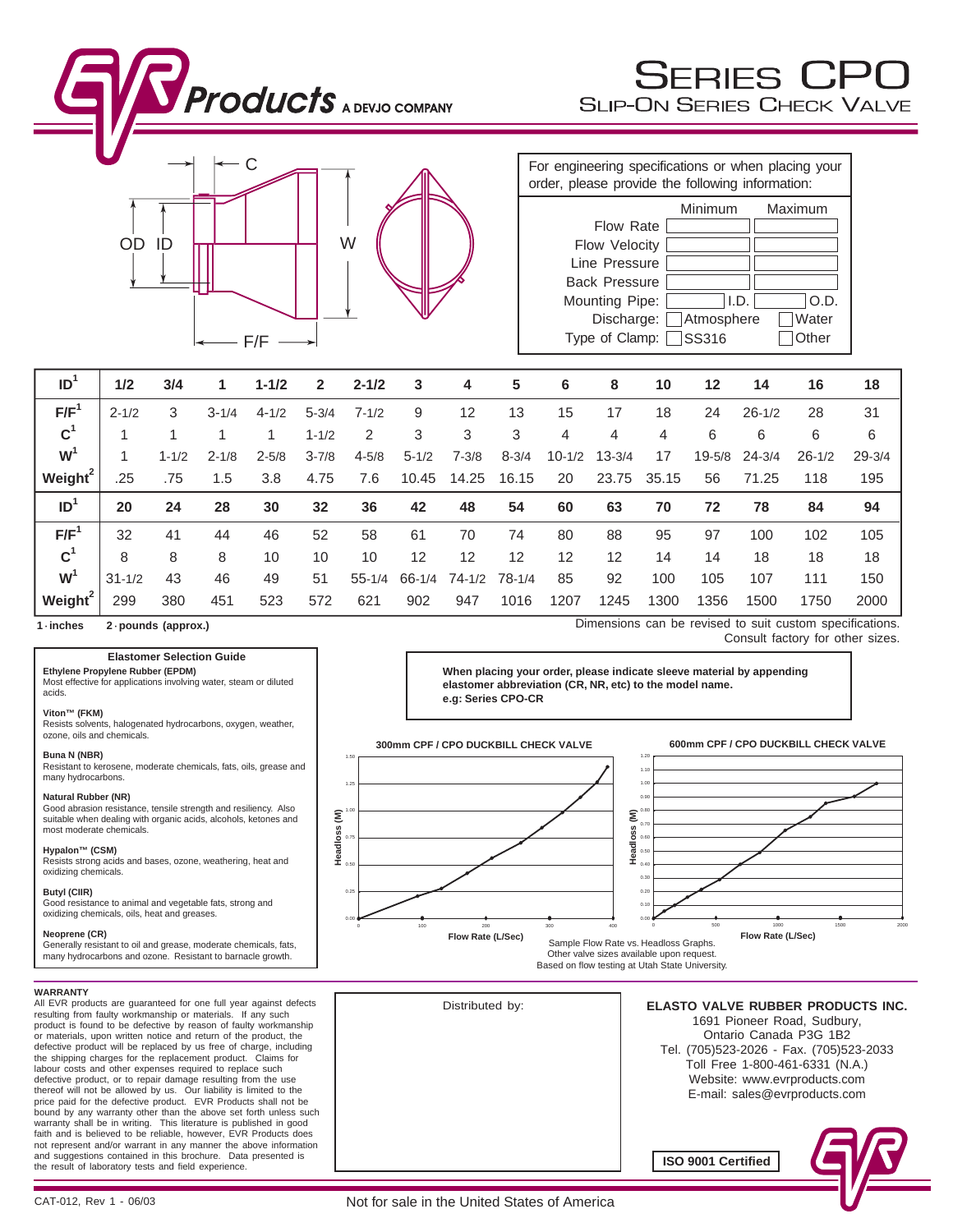# Series CPO

## Slip-On Series Check Valve

EVR Products A DEVJO COMPANY

C

OD ID

W

F/F

For engineering specifications or when placing your order, please provide the following information:

| | Minimum | Maximum |
|---|---|---|
| Flow Rate | | |
| Flow Velocity | | |
| Line Pressure | | |
| Back Pressure | | |
| Mounting Pipe: | I.D. | O.D. |
| Discharge: | Atmosphere | Water |
| Type of Clamp: | SS316 | Other |

| ID[1] | 1/2 | 3/4 | 1 | 1-1/2 | 2 | 2-1/2 | 3 | 4 | 5 | 6 | 8 | 10 | 12 | 14 | 16 | 18 |
|---|---|---|---|---|---|---|---|---|---|---|---|---|---|---|---|---|
| F/F[1] | 2-1/2 | 3 | 3-1/4 | 4-1/2 | 5-3/4 | 7-1/2 | 9 | 12 | 13 | 15 | 17 | 18 | 24 | 26-1/2 | 28 | 31 |
| C[1] | 1 | 1 | 1 | 1 | 1-1/2 | 2 | 3 | 3 | 3 | 4 | 4 | 4 | 6 | 6 | 6 | 6 |
| W[1] | 1 | 1-1/2 | 2-1/8 | 2-5/8 | 3-7/8 | 4-5/8 | 5-1/2 | 7-3/8 | 8-3/4 | 10-1/2 | 13-3/4 | 17 | 19-5/8 | 24-3/4 | 26-1/2 | 29-3/4 |
| Weight[2] | .25 | .75 | 1.5 | 3.8 | 4.75 | 7.6 | 10.45 | 14.25 | 16.15 | 20 | 23.75 | 35.15 | 56 | 71.25 | 118 | 195 |
| **ID[1]** | **20** | **24** | **28** | **30** | **32** | **36** | **42** | **48** | **54** | **60** | **63** | **70** | **72** | **78** | **84** | **94** |
| F/F[1] | 32 | 41 | 44 | 46 | 52 | 58 | 61 | 70 | 74 | 80 | 88 | 95 | 97 | 100 | 102 | 105 |
| C[1] | 8 | 8 | 8 | 10 | 10 | 10 | 12 | 12 | 12 | 12 | 12 | 14 | 14 | 18 | 18 | 18 |
| W[1] | 31-1/2 | 43 | 46 | 49 | 51 | 55-1/4 | 66-1/4 | 74-1/2 | 78-1/4 | 85 | 92 | 100 | 105 | 107 | 111 | 150 |
| Weight[2] | 299 | 380 | 451 | 523 | 572 | 621 | 902 | 947 | 1016 | 1207 | 1245 | 1300 | 1356 | 1500 | 1750 | 2000 |

**1 · inches** **2 · pounds (approx.)**

Dimensions can be revised to suit custom specifications. Consult factory for other sizes.

### Elastomer Selection Guide

**Ethylene Propylene Rubber (EPDM)**
Most effective for applications involving water, steam or diluted acids.

**Viton™ (FKM)**
Resists solvents, halogenated hydrocarbons, oxygen, weather, ozone, oils and chemicals.

**Buna N (NBR)**
Resistant to kerosene, moderate chemicals, fats, oils, grease and many hydrocarbons.

**Natural Rubber (NR)**
Good abrasion resistance, tensile strength and resiliency. Also suitable when dealing with organic acids, alcohols, ketones and most moderate chemicals.

**Hypalon™ (CSM)**
Resists strong acids and bases, ozone, weathering, heat and oxidizing chemicals.

**Butyl (CIIR)**
Good resistance to animal and vegetable fats, strong and oxidizing chemicals, oils, heat and greases.

**Neoprene (CR)**
Generally resistant to oil and grease, moderate chemicals, fats, many hydrocarbons and ozone. Resistant to barnacle growth.

**When placing your order, please indicate sleeve material by appending elastomer abbreviation (CR, NR, etc) to the model name. e.g: Series CPO-CR**

**300mm CPF / CPO DUCKBILL CHECK VALVE**

Headloss (M)

0.00 0.25 0.50 0.75 1.00 1.25 1.50

0 100 200 300 400

Flow Rate (L/Sec)

**600mm CPF / CPO DUCKBILL CHECK VALVE**

Headloss (M)

0.00 0.10 0.20 0.30 0.40 0.50 0.60 0.70 0.80 0.90 1.00 1.10 1.20

0 500 1000 1500 2000

Flow Rate (L/Sec)

Sample Flow Rate vs. Headloss Graphs.
Other valve sizes available upon request.
Based on flow testing at Utah State University.

### WARRANTY

All EVR products are guaranteed for one full year against defects resulting from faulty workmanship or materials. If any such product is found to be defective by reason of faulty workmanship or materials, upon written notice and return of the product, the defective product will be replaced by us free of charge, including the shipping charges for the replacement product. Claims for labour costs and other expenses required to replace such defective product, or to repair damage resulting from the use thereof will not be allowed by us. Our liability is limited to the price paid for the defective product. EVR Products shall not be bound by any warranty other than the above set forth unless such warranty shall be in writing. This literature is published in good faith and is believed to be reliable, however, EVR Products does not represent and/or warrant in any manner the above information and suggestions contained in this brochure. Data presented is the result of laboratory tests and field experience.

Distributed by:

**ELASTO VALVE RUBBER PRODUCTS INC.**
1691 Pioneer Road, Sudbury,
Ontario Canada P3G 1B2
Tel. (705)523-2026 - Fax. (705)523-2033
Toll Free 1-800-461-6331 (N.A.)
Website: www.evrproducts.com
E-mail: sales@evrproducts.com

**ISO 9001 Certified**

CAT-012, Rev 1 - 06/03

Not for sale in the United States of America